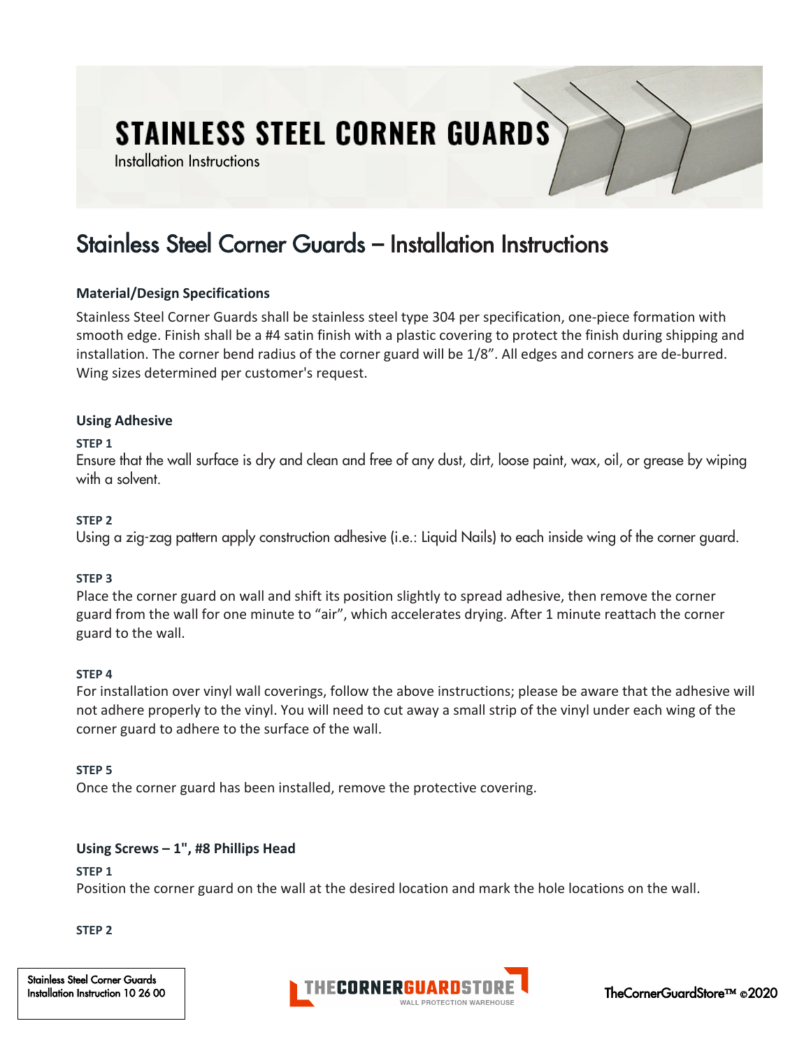# STAINLESS STEEL CORNER GUARDS

Installation Instructions

## Stainless Steel Corner Guards – Installation Instructions

### Material/Design Specifications

Stainless Steel Corner Guards shall be stainless steel type 304 per specification, one-piece formation with smooth edge. Finish shall be a #4 satin finish with a plastic covering to protect the finish during shipping and installation. The corner bend radius of the corner guard will be 1/8”. All edges and corners are de-burred. Wing sizes determined per customer's request.

### Using Adhesive

**STEP 1**

Ensure that the wall surface is dry and clean and free of any dust, dirt, loose paint, wax, oil, or grease by wiping with a solvent.

**STEP 2**

Using a zig-zag pattern apply construction adhesive (i.e.: Liquid Nails) to each inside wing of the corner guard.

**STEP 3**

Place the corner guard on wall and shift its position slightly to spread adhesive, then remove the corner guard from the wall for one minute to “air”, which accelerates drying. After 1 minute reattach the corner guard to the wall.

**STEP 4**

For installation over vinyl wall coverings, follow the above instructions; please be aware that the adhesive will not adhere properly to the vinyl. You will need to cut away a small strip of the vinyl under each wing of the corner guard to adhere to the surface of the wall.

**STEP 5**

Once the corner guard has been installed, remove the protective covering.

### Using Screws – 1", #8 Phillips Head

**STEP 1**

Position the corner guard on the wall at the desired location and mark the hole locations on the wall.

**STEP 2**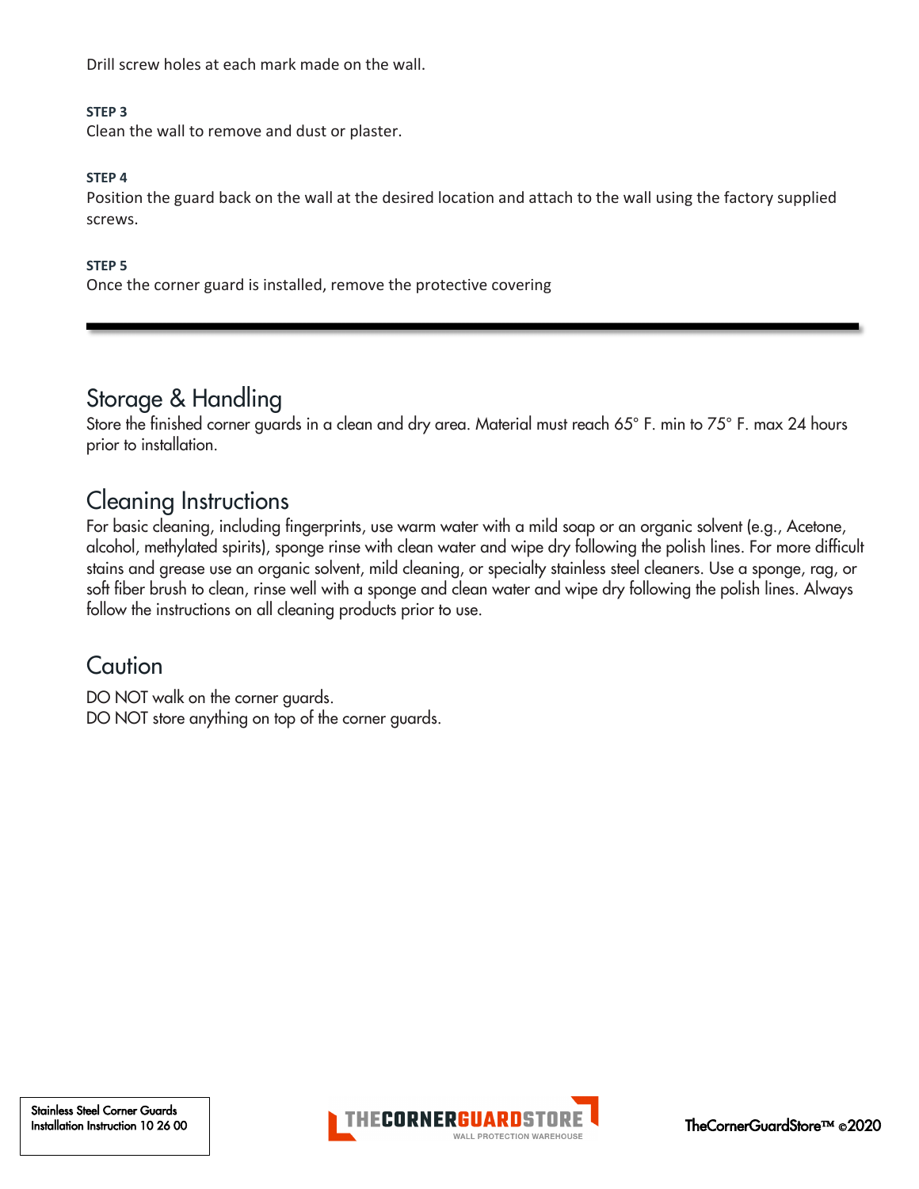Drill screw holes at each mark made on the wall.

**STEP 3**
Clean the wall to remove and dust or plaster.

**STEP 4**
Position the guard back on the wall at the desired location and attach to the wall using the factory supplied screws.

**STEP 5**
Once the corner guard is installed, remove the protective covering

---

## Storage & Handling

Store the finished corner guards in a clean and dry area. Material must reach 65° F. min to 75° F. max 24 hours prior to installation.

## Cleaning Instructions

For basic cleaning, including fingerprints, use warm water with a mild soap or an organic solvent (e.g., Acetone, alcohol, methylated spirits), sponge rinse with clean water and wipe dry following the polish lines. For more difficult stains and grease use an organic solvent, mild cleaning, or specialty stainless steel cleaners. Use a sponge, rag, or soft fiber brush to clean, rinse well with a sponge and clean water and wipe dry following the polish lines. Always follow the instructions on all cleaning products prior to use.

## Caution

DO NOT walk on the corner guards.
DO NOT store anything on top of the corner guards.